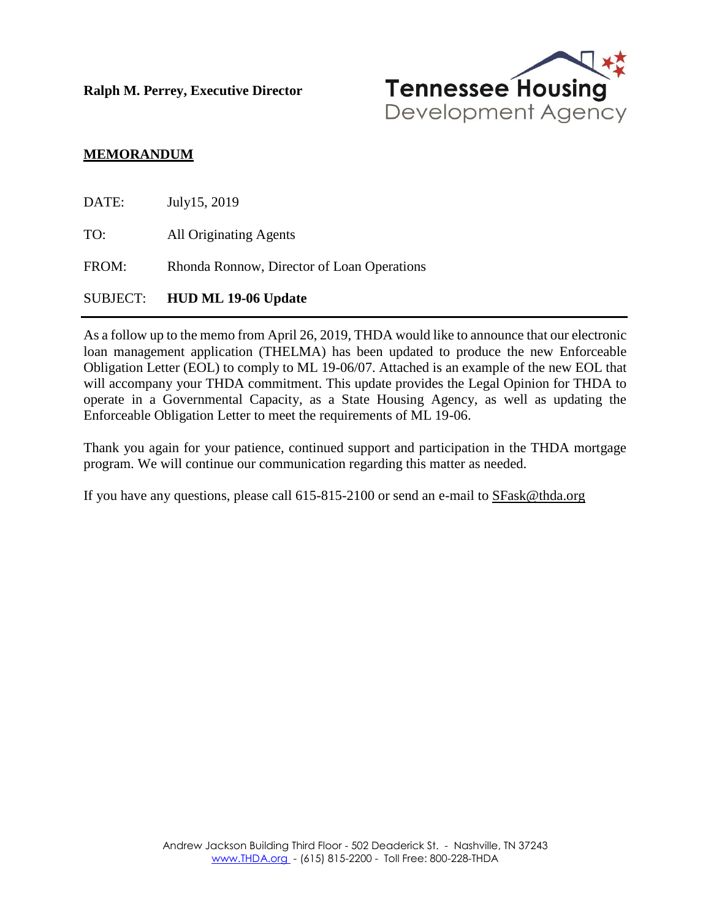**Ralph M. Perrey, Executive Director**

Tennessee Housing Development Agency

## MEMORANDUM

DATE: July15, 2019

TO: All Originating Agents

FROM: Rhonda Ronnow, Director of Loan Operations

SUBJECT: **HUD ML 19-06 Update**

---

As a follow up to the memo from April 26, 2019, THDA would like to announce that our electronic loan management application (THELMA) has been updated to produce the new Enforceable Obligation Letter (EOL) to comply to ML 19-06/07. Attached is an example of the new EOL that will accompany your THDA commitment. This update provides the Legal Opinion for THDA to operate in a Governmental Capacity, as a State Housing Agency, as well as updating the Enforceable Obligation Letter to meet the requirements of ML 19-06.

Thank you again for your patience, continued support and participation in the THDA mortgage program. We will continue our communication regarding this matter as needed.

If you have any questions, please call 615-815-2100 or send an e-mail to SFask@thda.org

Andrew Jackson Building Third Floor - 502 Deaderick St. - Nashville, TN 37243
www.THDA.org - (615) 815-2200 - Toll Free: 800-228-THDA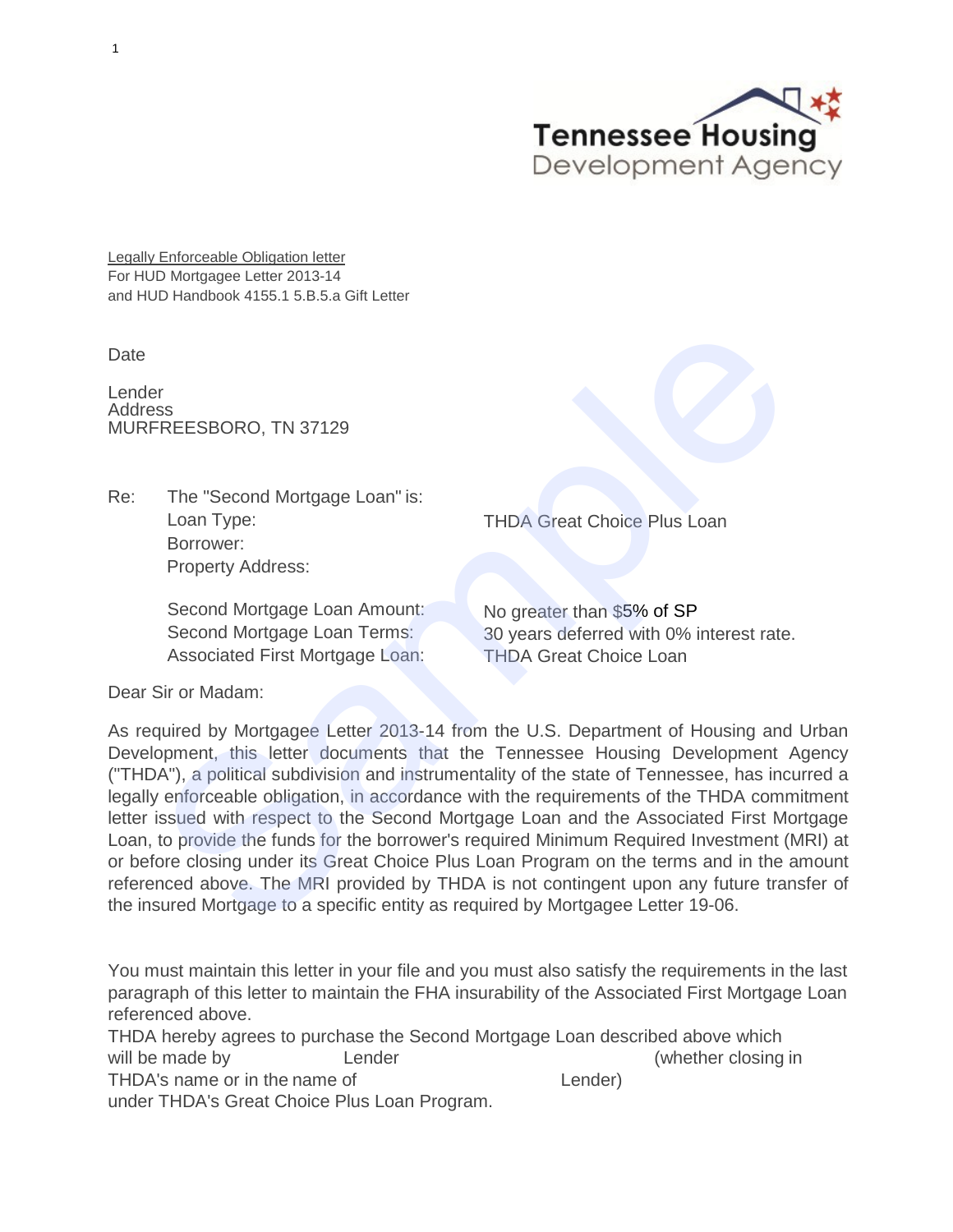Tennessee Housing Development Agency

Legally Enforceable Obligation letter
For HUD Mortgagee Letter 2013-14
and HUD Handbook 4155.1 5.B.5.a Gift Letter

Date

Lender
Address
MURFREESBORO, TN 37129

Re: The "Second Mortgage Loan" is:

| | |
|---|---|
| Loan Type: | THDA Great Choice Plus Loan |
| Borrower: | |
| Property Address: | |
| Second Mortgage Loan Amount: | No greater than $5% of SP |
| Second Mortgage Loan Terms: | 30 years deferred with 0% interest rate. |
| Associated First Mortgage Loan: | THDA Great Choice Loan |

Dear Sir or Madam:

As required by Mortgagee Letter 2013-14 from the U.S. Department of Housing and Urban Development, this letter documents that the Tennessee Housing Development Agency ("THDA"), a political subdivision and instrumentality of the state of Tennessee, has incurred a legally enforceable obligation, in accordance with the requirements of the THDA commitment letter issued with respect to the Second Mortgage Loan and the Associated First Mortgage Loan, to provide the funds for the borrower's required Minimum Required Investment (MRI) at or before closing under its Great Choice Plus Loan Program on the terms and in the amount referenced above. The MRI provided by THDA is not contingent upon any future transfer of the insured Mortgage to a specific entity as required by Mortgagee Letter 19-06.

You must maintain this letter in your file and you must also satisfy the requirements in the last paragraph of this letter to maintain the FHA insurability of the Associated First Mortgage Loan referenced above.

THDA hereby agrees to purchase the Second Mortgage Loan described above which will be made by Lender (whether closing in THDA's name or in the name of Lender) under THDA's Great Choice Plus Loan Program.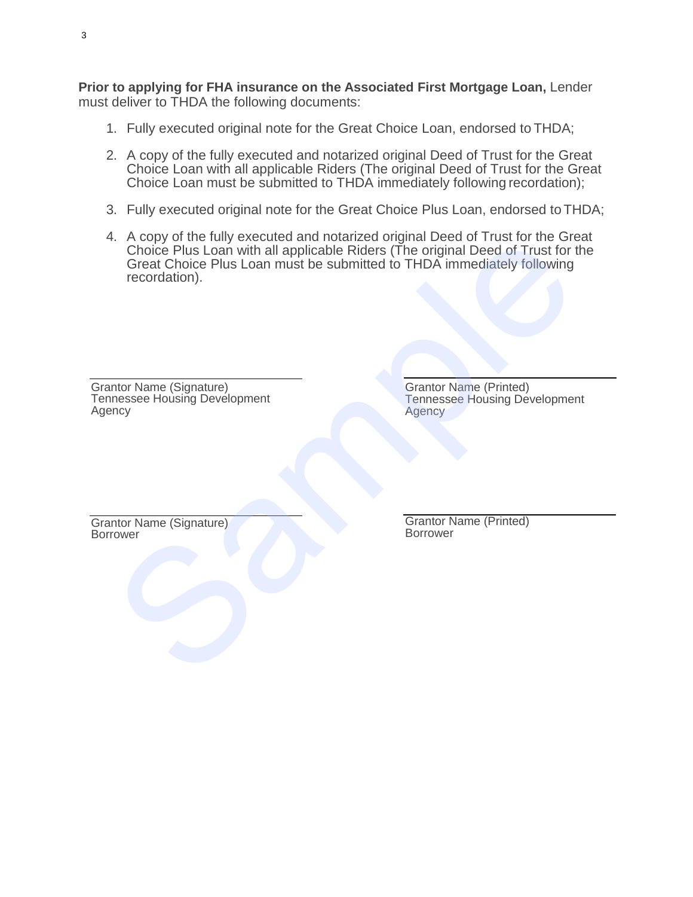**Prior to applying for FHA insurance on the Associated First Mortgage Loan,** Lender must deliver to THDA the following documents:

1. Fully executed original note for the Great Choice Loan, endorsed to THDA;
2. A copy of the fully executed and notarized original Deed of Trust for the Great Choice Loan with all applicable Riders (The original Deed of Trust for the Great Choice Loan must be submitted to THDA immediately following recordation);
3. Fully executed original note for the Great Choice Plus Loan, endorsed to THDA;
4. A copy of the fully executed and notarized original Deed of Trust for the Great Choice Plus Loan with all applicable Riders (The original Deed of Trust for the Great Choice Plus Loan must be submitted to THDA immediately following recordation).

\_\_\_\_\_\_\_\_\_\_\_\_\_\_\_\_\_\_\_\_\_\_\_\_\_\_\_\_\_\_
Grantor Name (Signature)
Tennessee Housing Development Agency

\_\_\_\_\_\_\_\_\_\_\_\_\_\_\_\_\_\_\_\_\_\_\_\_\_\_\_\_\_\_
Grantor Name (Printed)
Tennessee Housing Development Agency

\_\_\_\_\_\_\_\_\_\_\_\_\_\_\_\_\_\_\_\_\_\_\_\_\_\_\_\_\_\_
Grantor Name (Signature)
Borrower

\_\_\_\_\_\_\_\_\_\_\_\_\_\_\_\_\_\_\_\_\_\_\_\_\_\_\_\_\_\_
Grantor Name (Printed)
Borrower

Sample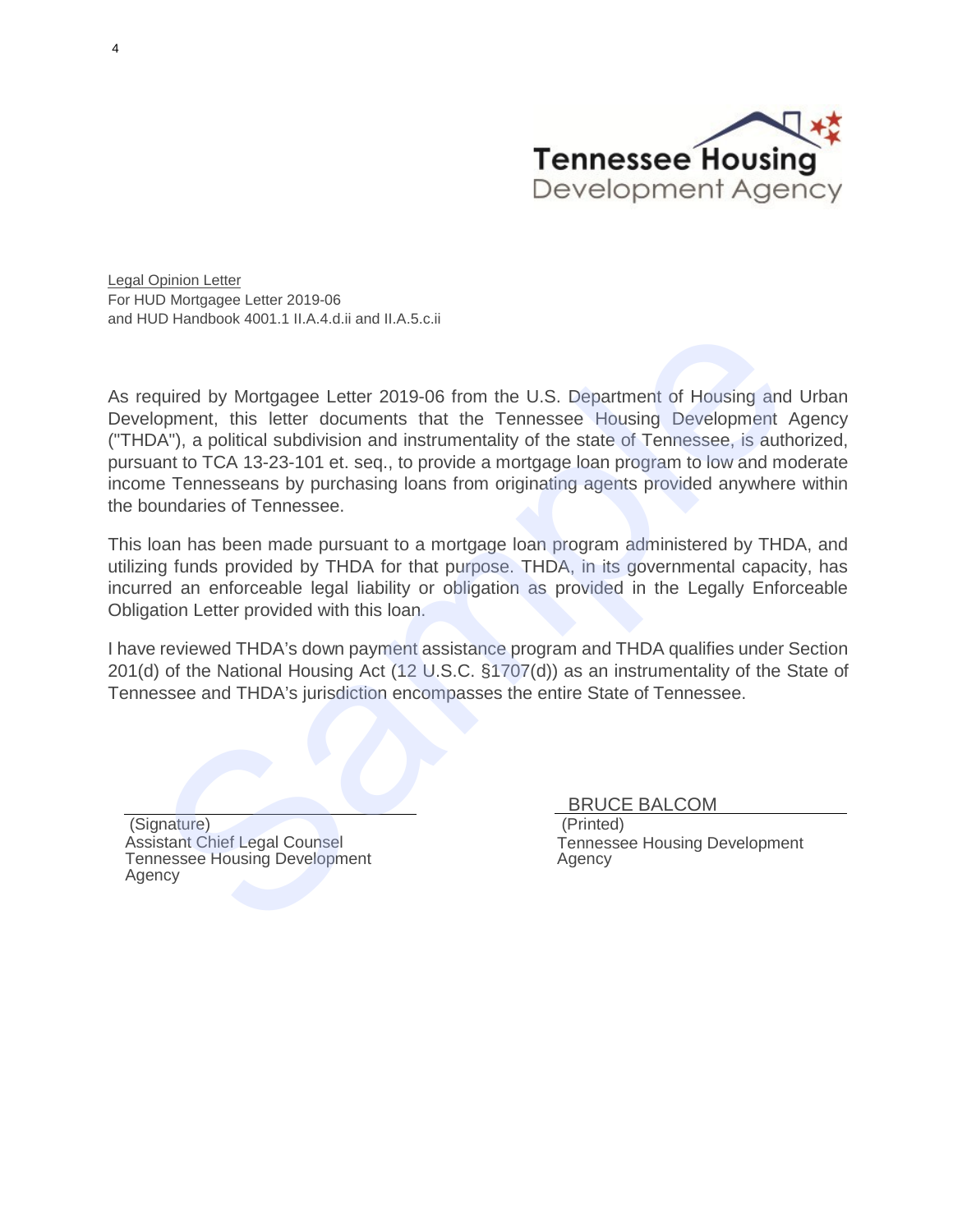Tennessee Housing Development Agency

Legal Opinion Letter
For HUD Mortgagee Letter 2019-06
and HUD Handbook 4001.1 II.A.4.d.ii and II.A.5.c.ii

As required by Mortgagee Letter 2019-06 from the U.S. Department of Housing and Urban Development, this letter documents that the Tennessee Housing Development Agency ("THDA"), a political subdivision and instrumentality of the state of Tennessee, is authorized, pursuant to TCA 13-23-101 et. seq., to provide a mortgage loan program to low and moderate income Tennesseans by purchasing loans from originating agents provided anywhere within the boundaries of Tennessee.

This loan has been made pursuant to a mortgage loan program administered by THDA, and utilizing funds provided by THDA for that purpose. THDA, in its governmental capacity, has incurred an enforceable legal liability or obligation as provided in the Legally Enforceable Obligation Letter provided with this loan.

I have reviewed THDA's down payment assistance program and THDA qualifies under Section 201(d) of the National Housing Act (12 U.S.C. §1707(d)) as an instrumentality of the State of Tennessee and THDA's jurisdiction encompasses the entire State of Tennessee.

\_\_\_\_\_\_\_\_\_\_\_\_\_\_\_\_\_\_\_\_\_\_\_\_\_\_\_\_
(Signature)
Assistant Chief Legal Counsel
Tennessee Housing Development Agency

BRUCE BALCOM
(Printed)
Tennessee Housing Development Agency

Sample